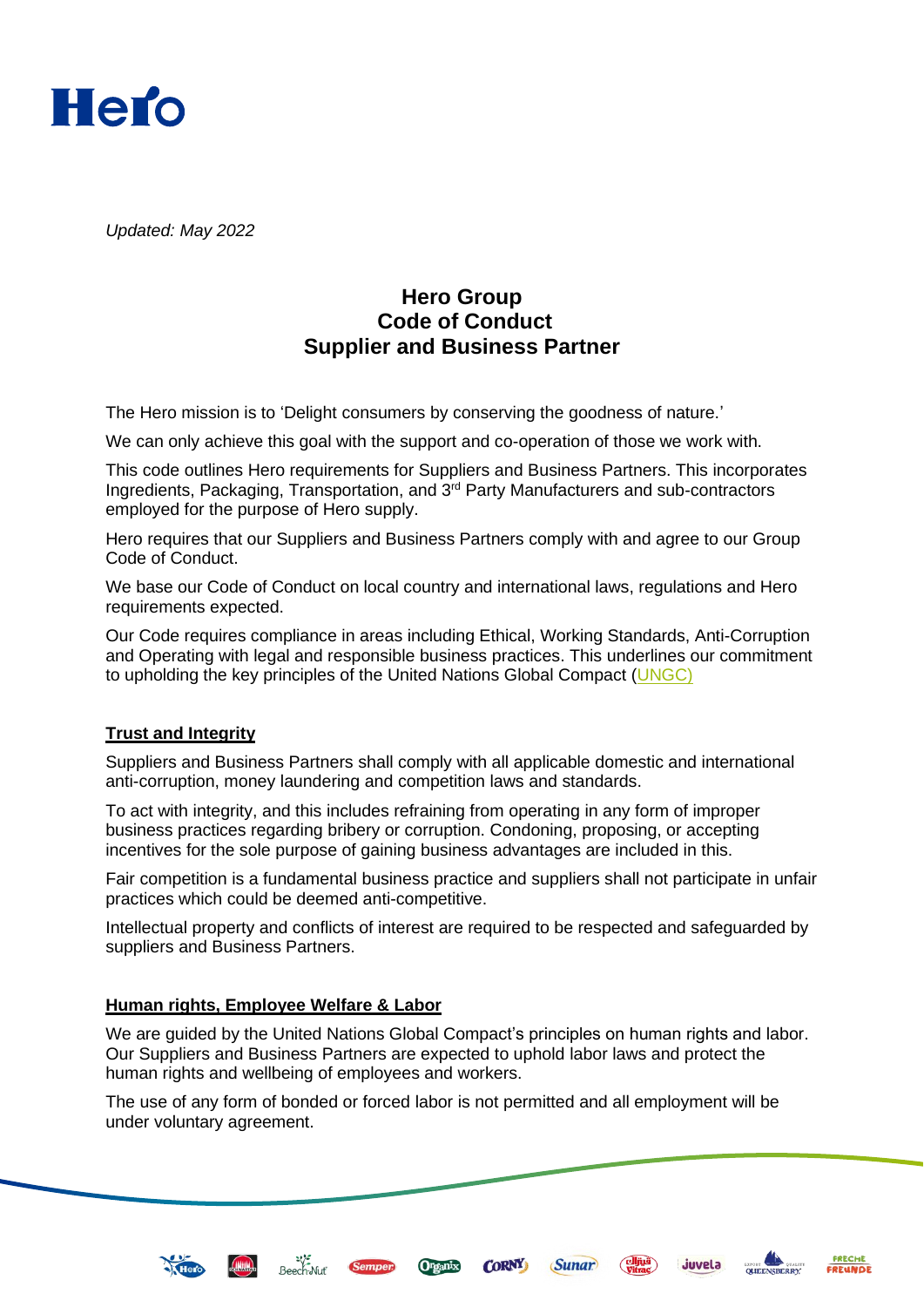Hero

*Updated: May 2022*

# Hero Group
# Code of Conduct
# Supplier and Business Partner

The Hero mission is to 'Delight consumers by conserving the goodness of nature.'

We can only achieve this goal with the support and co-operation of those we work with.

This code outlines Hero requirements for Suppliers and Business Partners. This incorporates Ingredients, Packaging, Transportation, and 3rd Party Manufacturers and sub-contractors employed for the purpose of Hero supply.

Hero requires that our Suppliers and Business Partners comply with and agree to our Group Code of Conduct.

We base our Code of Conduct on local country and international laws, regulations and Hero requirements expected.

Our Code requires compliance in areas including Ethical, Working Standards, Anti-Corruption and Operating with legal and responsible business practices. This underlines our commitment to upholding the key principles of the United Nations Global Compact (UNGC)

## Trust and Integrity

Suppliers and Business Partners shall comply with all applicable domestic and international anti-corruption, money laundering and competition laws and standards.

To act with integrity, and this includes refraining from operating in any form of improper business practices regarding bribery or corruption. Condoning, proposing, or accepting incentives for the sole purpose of gaining business advantages are included in this.

Fair competition is a fundamental business practice and suppliers shall not participate in unfair practices which could be deemed anti-competitive.

Intellectual property and conflicts of interest are required to be respected and safeguarded by suppliers and Business Partners.

## Human rights, Employee Welfare & Labor

We are guided by the United Nations Global Compact's principles on human rights and labor. Our Suppliers and Business Partners are expected to uphold labor laws and protect the human rights and wellbeing of employees and workers.

The use of any form of bonded or forced labor is not permitted and all employment will be under voluntary agreement.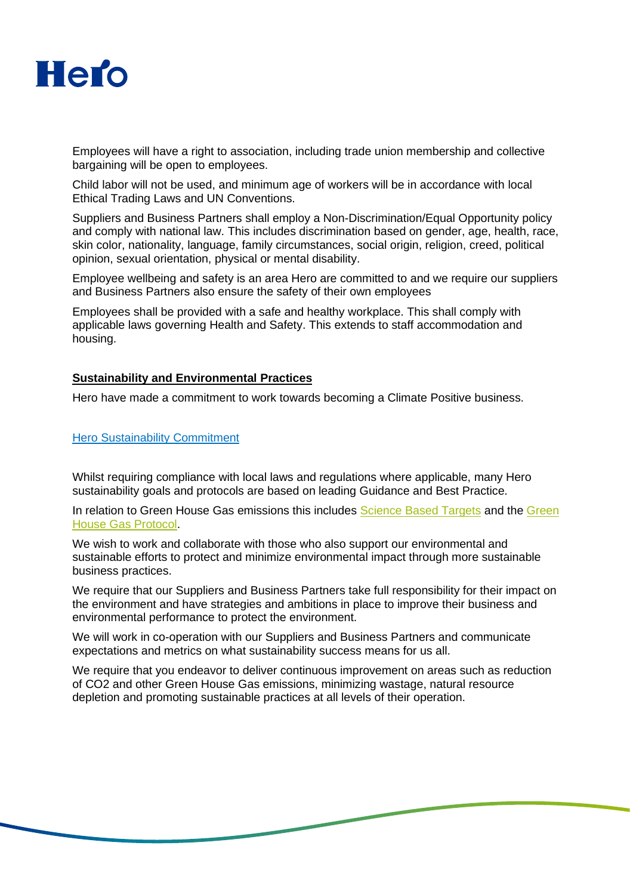Employees will have a right to association, including trade union membership and collective bargaining will be open to employees.

Child labor will not be used, and minimum age of workers will be in accordance with local Ethical Trading Laws and UN Conventions.

Suppliers and Business Partners shall employ a Non-Discrimination/Equal Opportunity policy and comply with national law. This includes discrimination based on gender, age, health, race, skin color, nationality, language, family circumstances, social origin, religion, creed, political opinion, sexual orientation, physical or mental disability.

Employee wellbeing and safety is an area Hero are committed to and we require our suppliers and Business Partners also ensure the safety of their own employees

Employees shall be provided with a safe and healthy workplace. This shall comply with applicable laws governing Health and Safety. This extends to staff accommodation and housing.

**Sustainability and Environmental Practices**

Hero have made a commitment to work towards becoming a Climate Positive business.

Hero Sustainability Commitment

Whilst requiring compliance with local laws and regulations where applicable, many Hero sustainability goals and protocols are based on leading Guidance and Best Practice.

In relation to Green House Gas emissions this includes Science Based Targets and the Green House Gas Protocol.

We wish to work and collaborate with those who also support our environmental and sustainable efforts to protect and minimize environmental impact through more sustainable business practices.

We require that our Suppliers and Business Partners take full responsibility for their impact on the environment and have strategies and ambitions in place to improve their business and environmental performance to protect the environment.

We will work in co-operation with our Suppliers and Business Partners and communicate expectations and metrics on what sustainability success means for us all.

We require that you endeavor to deliver continuous improvement on areas such as reduction of $CO_2$ and other Green House Gas emissions, minimizing wastage, natural resource depletion and promoting sustainable practices at all levels of their operation.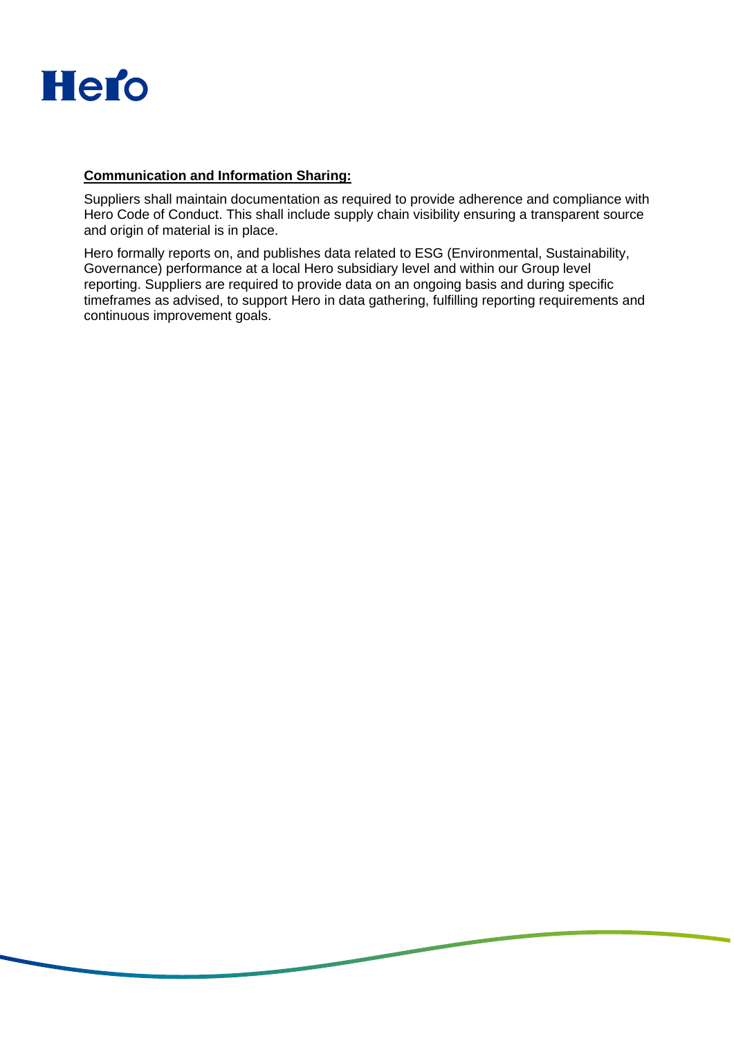**Communication and Information Sharing:**

Suppliers shall maintain documentation as required to provide adherence and compliance with Hero Code of Conduct. This shall include supply chain visibility ensuring a transparent source and origin of material is in place.

Hero formally reports on, and publishes data related to ESG (Environmental, Sustainability, Governance) performance at a local Hero subsidiary level and within our Group level reporting. Suppliers are required to provide data on an ongoing basis and during specific timeframes as advised, to support Hero in data gathering, fulfilling reporting requirements and continuous improvement goals.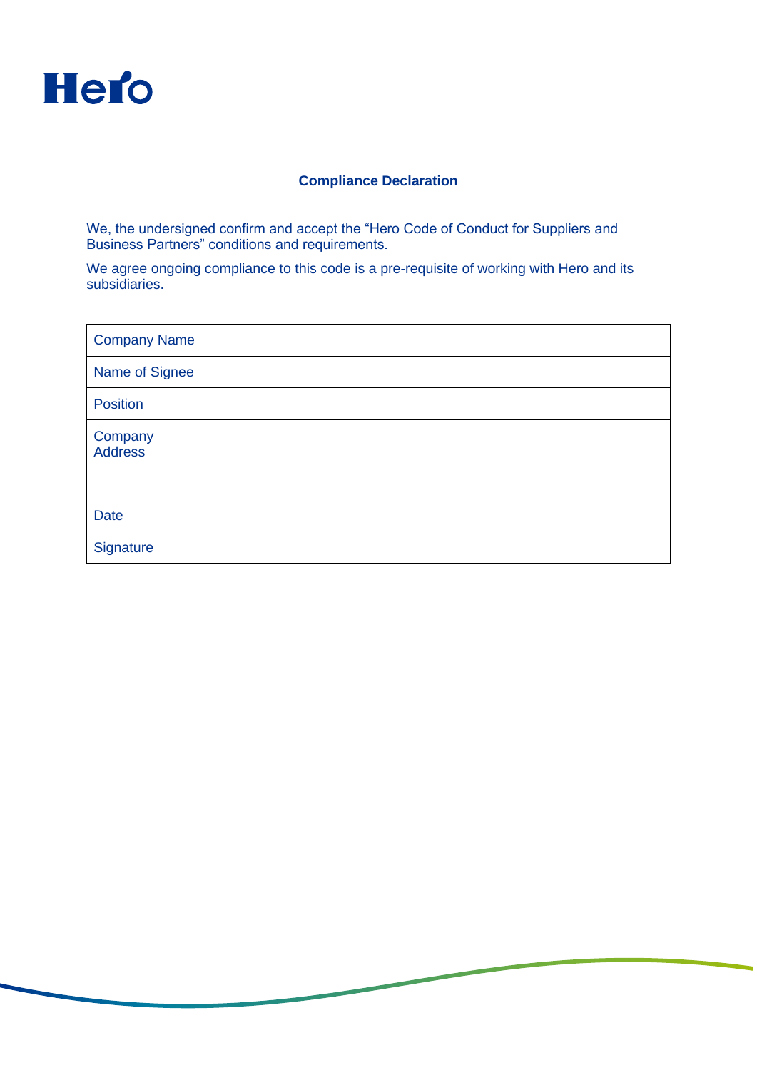Hero

## Compliance Declaration

We, the undersigned confirm and accept the “Hero Code of Conduct for Suppliers and Business Partners” conditions and requirements.

We agree ongoing compliance to this code is a pre-requisite of working with Hero and its subsidiaries.

| | |
|---|---|
| Company Name | |
| Name of Signee | |
| Position | |
| Company Address | |
| Date | |
| Signature | |